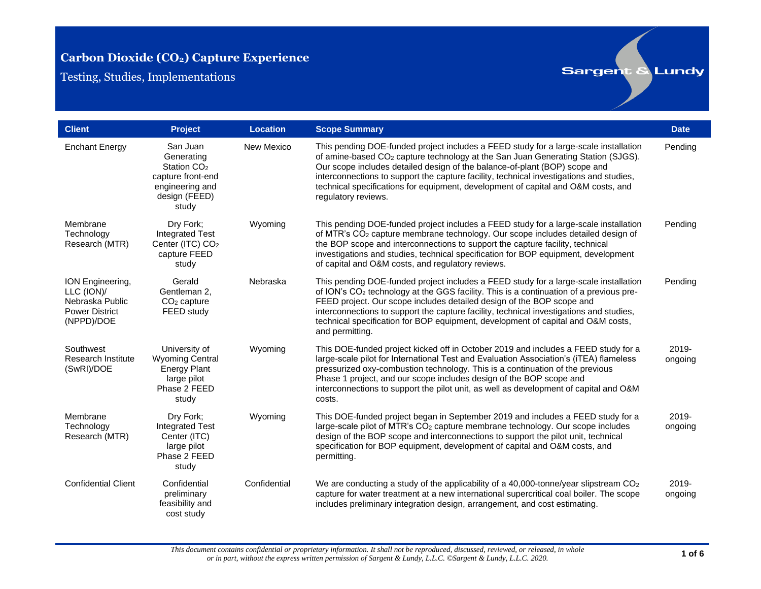# Carbon Dioxide ($CO_2$) Capture Experience

Testing, Studies, Implementations

Sargent & Lundy

| Client | Project | Location | Scope Summary | Date |
|---|---|---|---|---|
| Enchant Energy | San Juan Generating Station $CO_2$ capture front-end engineering and design (FEED) study | New Mexico | This pending DOE-funded project includes a FEED study for a large-scale installation of amine-based $CO_2$ capture technology at the San Juan Generating Station (SJGS). Our scope includes detailed design of the balance-of-plant (BOP) scope and interconnections to support the capture facility, technical investigations and studies, technical specifications for equipment, development of capital and O&M costs, and regulatory reviews. | Pending |
| Membrane Technology Research (MTR) | Dry Fork; Integrated Test Center (ITC) $CO_2$ capture FEED study | Wyoming | This pending DOE-funded project includes a FEED study for a large-scale installation of MTR's $CO_2$ capture membrane technology. Our scope includes detailed design of the BOP scope and interconnections to support the capture facility, technical investigations and studies, technical specification for BOP equipment, development of capital and O&M costs, and regulatory reviews. | Pending |
| ION Engineering, LLC (ION)/ Nebraska Public Power District (NPPD)/DOE | Gerald Gentleman 2, $CO_2$ capture FEED study | Nebraska | This pending DOE-funded project includes a FEED study for a large-scale installation of ION's $CO_2$ technology at the GGS facility. This is a continuation of a previous pre-FEED project. Our scope includes detailed design of the BOP scope and interconnections to support the capture facility, technical investigations and studies, technical specification for BOP equipment, development of capital and O&M costs, and permitting. | Pending |
| Southwest Research Institute (SwRI)/DOE | University of Wyoming Central Energy Plant large pilot Phase 2 FEED study | Wyoming | This DOE-funded project kicked off in October 2019 and includes a FEED study for a large-scale pilot for International Test and Evaluation Association's (iTEA) flameless pressurized oxy-combustion technology. This is a continuation of the previous Phase 1 project, and our scope includes design of the BOP scope and interconnections to support the pilot unit, as well as development of capital and O&M costs. | 2019-ongoing |
| Membrane Technology Research (MTR) | Dry Fork; Integrated Test Center (ITC) large pilot Phase 2 FEED study | Wyoming | This DOE-funded project began in September 2019 and includes a FEED study for a large-scale pilot of MTR's $CO_2$ capture membrane technology. Our scope includes design of the BOP scope and interconnections to support the pilot unit, technical specification for BOP equipment, development of capital and O&M costs, and permitting. | 2019-ongoing |
| Confidential Client | Confidential preliminary feasibility and cost study | Confidential | We are conducting a study of the applicability of a 40,000-tonne/year slipstream $CO_2$ capture for water treatment at a new international supercritical coal boiler. The scope includes preliminary integration design, arrangement, and cost estimating. | 2019-ongoing |

*This document contains confidential or proprietary information. It shall not be reproduced, discussed, reviewed, or released, in whole or in part, without the express written permission of Sargent & Lundy, L.L.C. ©Sargent & Lundy, L.L.C. 2020.*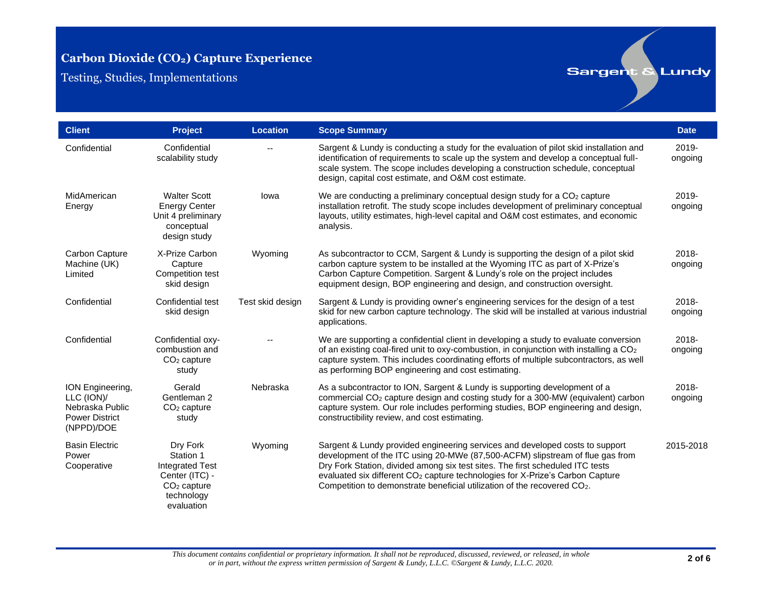# Carbon Dioxide ($CO_2$) Capture Experience

Testing, Studies, Implementations

| Client | Project | Location | Scope Summary | Date |
|---|---|---|---|---|
| Confidential | Confidential scalability study | -- | Sargent & Lundy is conducting a study for the evaluation of pilot skid installation and identification of requirements to scale up the system and develop a conceptual full-scale system. The scope includes developing a construction schedule, conceptual design, capital cost estimate, and O&M cost estimate. | 2019-ongoing |
| MidAmerican Energy | Walter Scott Energy Center Unit 4 preliminary conceptual design study | Iowa | We are conducting a preliminary conceptual design study for a $CO_2$ capture installation retrofit. The study scope includes development of preliminary conceptual layouts, utility estimates, high-level capital and O&M cost estimates, and economic analysis. | 2019-ongoing |
| Carbon Capture Machine (UK) Limited | X-Prize Carbon Capture Competition test skid design | Wyoming | As subcontractor to CCM, Sargent & Lundy is supporting the design of a pilot skid carbon capture system to be installed at the Wyoming ITC as part of X-Prize's Carbon Capture Competition. Sargent & Lundy's role on the project includes equipment design, BOP engineering and design, and construction oversight. | 2018-ongoing |
| Confidential | Confidential test skid design | Test skid design | Sargent & Lundy is providing owner's engineering services for the design of a test skid for new carbon capture technology. The skid will be installed at various industrial applications. | 2018-ongoing |
| Confidential | Confidential oxy-combustion and $CO_2$ capture study | -- | We are supporting a confidential client in developing a study to evaluate conversion of an existing coal-fired unit to oxy-combustion, in conjunction with installing a $CO_2$ capture system. This includes coordinating efforts of multiple subcontractors, as well as performing BOP engineering and cost estimating. | 2018-ongoing |
| ION Engineering, LLC (ION)/ Nebraska Public Power District (NPPD)/DOE | Gerald Gentleman 2 $CO_2$ capture study | Nebraska | As a subcontractor to ION, Sargent & Lundy is supporting development of a commercial $CO_2$ capture design and costing study for a 300-MW (equivalent) carbon capture system. Our role includes performing studies, BOP engineering and design, constructibility review, and cost estimating. | 2018-ongoing |
| Basin Electric Power Cooperative | Dry Fork Station 1 Integrated Test Center (ITC) - $CO_2$ capture technology evaluation | Wyoming | Sargent & Lundy provided engineering services and developed costs to support development of the ITC using 20-MWe (87,500-ACFM) slipstream of flue gas from Dry Fork Station, divided among six test sites. The first scheduled ITC tests evaluated six different $CO_2$ capture technologies for X-Prize's Carbon Capture Competition to demonstrate beneficial utilization of the recovered $CO_2$. | 2015-2018 |

*This document contains confidential or proprietary information. It shall not be reproduced, discussed, reviewed, or released, in whole or in part, without the express written permission of Sargent & Lundy, L.L.C. ©Sargent & Lundy, L.L.C. 2020.*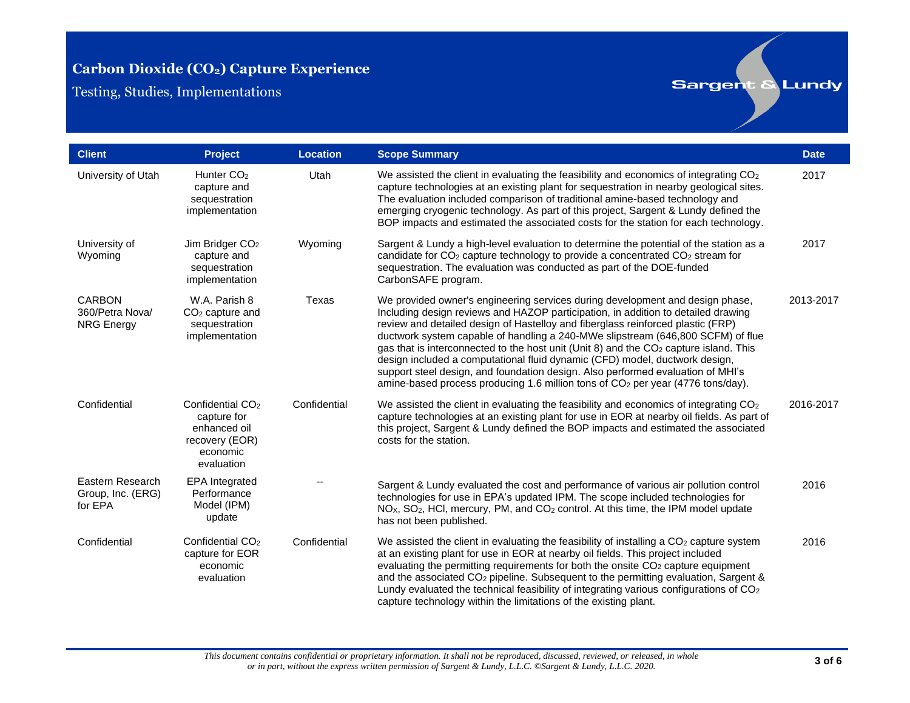# Carbon Dioxide ($CO_2$) Capture Experience

Testing, Studies, Implementations

| Client | Project | Location | Scope Summary | Date |
|---|---|---|---|---|
| University of Utah | Hunter $CO_2$ capture and sequestration implementation | Utah | We assisted the client in evaluating the feasibility and economics of integrating $CO_2$ capture technologies at an existing plant for sequestration in nearby geological sites. The evaluation included comparison of traditional amine-based technology and emerging cryogenic technology. As part of this project, Sargent & Lundy defined the BOP impacts and estimated the associated costs for the station for each technology. | 2017 |
| University of Wyoming | Jim Bridger $CO_2$ capture and sequestration implementation | Wyoming | Sargent & Lundy a high-level evaluation to determine the potential of the station as a candidate for $CO_2$ capture technology to provide a concentrated $CO_2$ stream for sequestration. The evaluation was conducted as part of the DOE-funded CarbonSAFE program. | 2017 |
| CARBON 360/Petra Nova/ NRG Energy | W.A. Parish 8 $CO_2$ capture and sequestration implementation | Texas | We provided owner's engineering services during development and design phase, Including design reviews and HAZOP participation, in addition to detailed drawing review and detailed design of Hastelloy and fiberglass reinforced plastic (FRP) ductwork system capable of handling a 240-MWe slipstream (646,800 SCFM) of flue gas that is interconnected to the host unit (Unit 8) and the $CO_2$ capture island. This design included a computational fluid dynamic (CFD) model, ductwork design, support steel design, and foundation design. Also performed evaluation of MHI's amine-based process producing 1.6 million tons of $CO_2$ per year (4776 tons/day). | 2013-2017 |
| Confidential | Confidential $CO_2$ capture for enhanced oil recovery (EOR) economic evaluation | Confidential | We assisted the client in evaluating the feasibility and economics of integrating $CO_2$ capture technologies at an existing plant for use in EOR at nearby oil fields. As part of this project, Sargent & Lundy defined the BOP impacts and estimated the associated costs for the station. | 2016-2017 |
| Eastern Research Group, Inc. (ERG) for EPA | EPA Integrated Performance Model (IPM) update | -- | Sargent & Lundy evaluated the cost and performance of various air pollution control technologies for use in EPA's updated IPM. The scope included technologies for $NO_X$, $SO_2$, HCl, mercury, PM, and $CO_2$ control. At this time, the IPM model update has not been published. | 2016 |
| Confidential | Confidential $CO_2$ capture for EOR economic evaluation | Confidential | We assisted the client in evaluating the feasibility of installing a $CO_2$ capture system at an existing plant for use in EOR at nearby oil fields. This project included evaluating the permitting requirements for both the onsite $CO_2$ capture equipment and the associated $CO_2$ pipeline. Subsequent to the permitting evaluation, Sargent & Lundy evaluated the technical feasibility of integrating various configurations of $CO_2$ capture technology within the limitations of the existing plant. | 2016 |

*This document contains confidential or proprietary information. It shall not be reproduced, discussed, reviewed, or released, in whole or in part, without the express written permission of Sargent & Lundy, L.L.C. ©Sargent & Lundy, L.L.C. 2020.*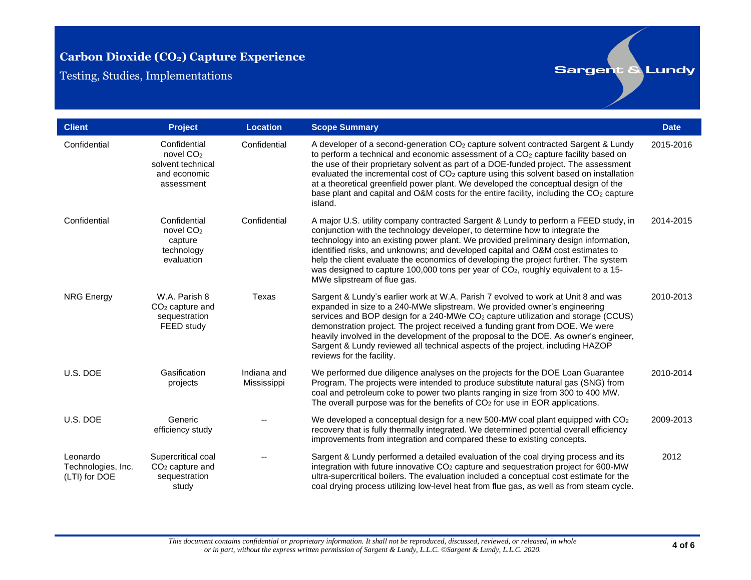# Carbon Dioxide ($CO_2$) Capture Experience

Testing, Studies, Implementations

| Client | Project | Location | Scope Summary | Date |
|---|---|---|---|---|
| Confidential | Confidential novel $CO_2$ solvent technical and economic assessment | Confidential | A developer of a second-generation $CO_2$ capture solvent contracted Sargent & Lundy to perform a technical and economic assessment of a $CO_2$ capture facility based on the use of their proprietary solvent as part of a DOE-funded project. The assessment evaluated the incremental cost of $CO_2$ capture using this solvent based on installation at a theoretical greenfield power plant. We developed the conceptual design of the base plant and capital and O&M costs for the entire facility, including the $CO_2$ capture island. | 2015-2016 |
| Confidential | Confidential novel $CO_2$ capture technology evaluation | Confidential | A major U.S. utility company contracted Sargent & Lundy to perform a FEED study, in conjunction with the technology developer, to determine how to integrate the technology into an existing power plant. We provided preliminary design information, identified risks, and unknowns; and developed capital and O&M cost estimates to help the client evaluate the economics of developing the project further. The system was designed to capture 100,000 tons per year of $CO_2$, roughly equivalent to a 15-MWe slipstream of flue gas. | 2014-2015 |
| NRG Energy | W.A. Parish 8 $CO_2$ capture and sequestration FEED study | Texas | Sargent & Lundy's earlier work at W.A. Parish 7 evolved to work at Unit 8 and was expanded in size to a 240-MWe slipstream. We provided owner's engineering services and BOP design for a 240-MWe $CO_2$ capture utilization and storage (CCUS) demonstration project. The project received a funding grant from DOE. We were heavily involved in the development of the proposal to the DOE. As owner's engineer, Sargent & Lundy reviewed all technical aspects of the project, including HAZOP reviews for the facility. | 2010-2013 |
| U.S. DOE | Gasification projects | Indiana and Mississippi | We performed due diligence analyses on the projects for the DOE Loan Guarantee Program. The projects were intended to produce substitute natural gas (SNG) from coal and petroleum coke to power two plants ranging in size from 300 to 400 MW. The overall purpose was for the benefits of $CO_2$ for use in EOR applications. | 2010-2014 |
| U.S. DOE | Generic efficiency study | -- | We developed a conceptual design for a new 500-MW coal plant equipped with $CO_2$ recovery that is fully thermally integrated. We determined potential overall efficiency improvements from integration and compared these to existing concepts. | 2009-2013 |
| Leonardo Technologies, Inc. (LTI) for DOE | Supercritical coal $CO_2$ capture and sequestration study | -- | Sargent & Lundy performed a detailed evaluation of the coal drying process and its integration with future innovative $CO_2$ capture and sequestration project for 600-MW ultra-supercritical boilers. The evaluation included a conceptual cost estimate for the coal drying process utilizing low-level heat from flue gas, as well as from steam cycle. | 2012 |

*This document contains confidential or proprietary information. It shall not be reproduced, discussed, reviewed, or released, in whole or in part, without the express written permission of Sargent & Lundy, L.L.C. ©Sargent & Lundy, L.L.C. 2020.*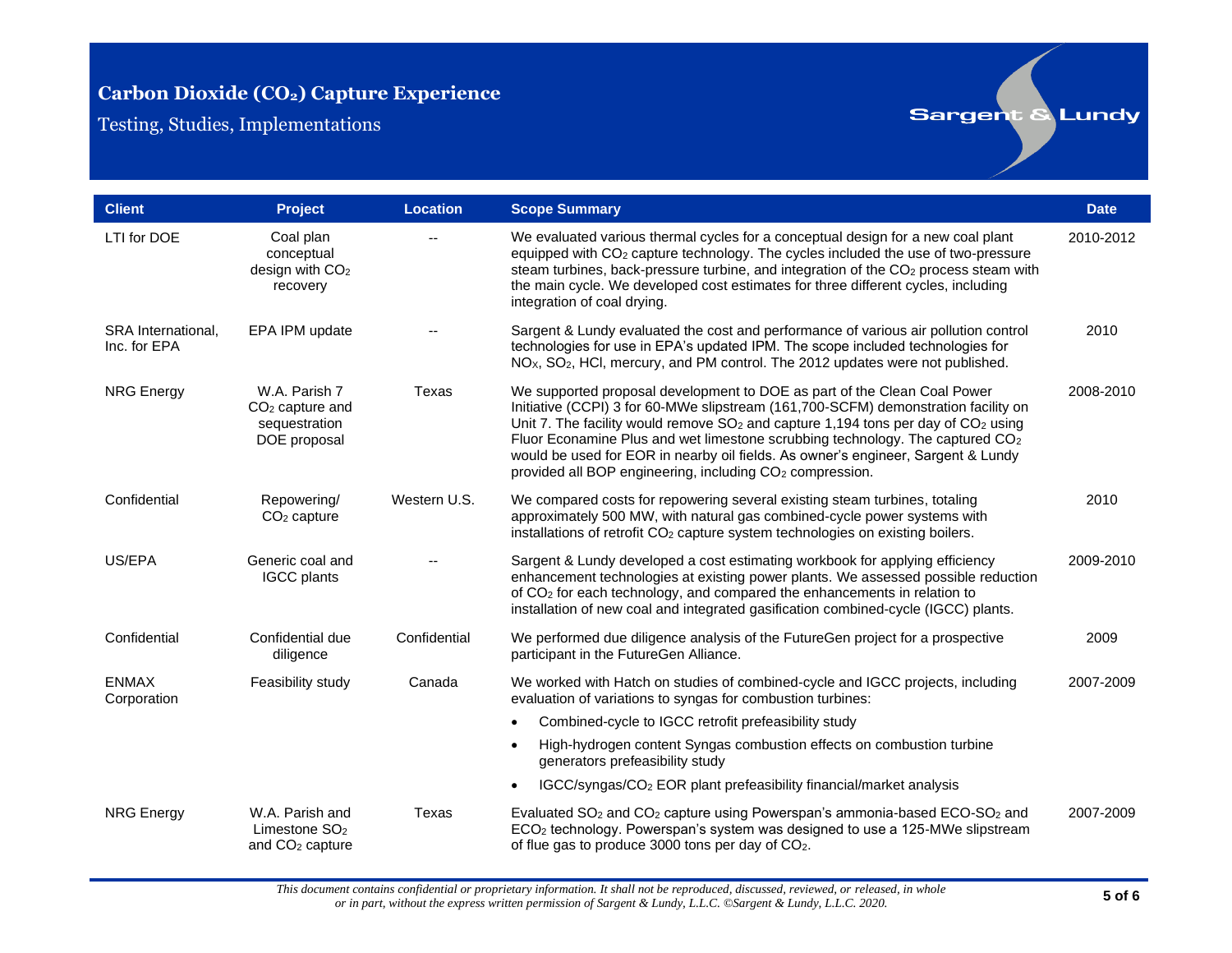# Carbon Dioxide ($CO_2$) Capture Experience

Testing, Studies, Implementations

Sargent & Lundy

| Client | Project | Location | Scope Summary | Date |
|---|---|---|---|---|
| LTI for DOE | Coal plan conceptual design with $CO_2$ recovery | -- | We evaluated various thermal cycles for a conceptual design for a new coal plant equipped with $CO_2$ capture technology. The cycles included the use of two-pressure steam turbines, back-pressure turbine, and integration of the $CO_2$ process steam with the main cycle. We developed cost estimates for three different cycles, including integration of coal drying. | 2010-2012 |
| SRA International, Inc. for EPA | EPA IPM update | -- | Sargent & Lundy evaluated the cost and performance of various air pollution control technologies for use in EPA's updated IPM. The scope included technologies for $NO_X$, $SO_2$, HCl, mercury, and PM control. The 2012 updates were not published. | 2010 |
| NRG Energy | W.A. Parish 7 $CO_2$ capture and sequestration DOE proposal | Texas | We supported proposal development to DOE as part of the Clean Coal Power Initiative (CCPI) 3 for 60-MWe slipstream (161,700-SCFM) demonstration facility on Unit 7. The facility would remove $SO_2$ and capture 1,194 tons per day of $CO_2$ using Fluor Econamine Plus and wet limestone scrubbing technology. The captured $CO_2$ would be used for EOR in nearby oil fields. As owner's engineer, Sargent & Lundy provided all BOP engineering, including $CO_2$ compression. | 2008-2010 |
| Confidential | Repowering/ $CO_2$ capture | Western U.S. | We compared costs for repowering several existing steam turbines, totaling approximately 500 MW, with natural gas combined-cycle power systems with installations of retrofit $CO_2$ capture system technologies on existing boilers. | 2010 |
| US/EPA | Generic coal and IGCC plants | -- | Sargent & Lundy developed a cost estimating workbook for applying efficiency enhancement technologies at existing power plants. We assessed possible reduction of $CO_2$ for each technology, and compared the enhancements in relation to installation of new coal and integrated gasification combined-cycle (IGCC) plants. | 2009-2010 |
| Confidential | Confidential due diligence | Confidential | We performed due diligence analysis of the FutureGen project for a prospective participant in the FutureGen Alliance. | 2009 |
| ENMAX Corporation | Feasibility study | Canada | We worked with Hatch on studies of combined-cycle and IGCC projects, including evaluation of variations to syngas for combustion turbines:<br>• Combined-cycle to IGCC retrofit prefeasibility study<br>• High-hydrogen content Syngas combustion effects on combustion turbine generators prefeasibility study<br>• IGCC/syngas/$CO_2$ EOR plant prefeasibility financial/market analysis | 2007-2009 |
| NRG Energy | W.A. Parish and Limestone $SO_2$ and $CO_2$ capture | Texas | Evaluated $SO_2$ and $CO_2$ capture using Powerspan's ammonia-based ECO-$SO_2$ and ECO$_2$ technology. Powerspan's system was designed to use a 125-MWe slipstream of flue gas to produce 3000 tons per day of $CO_2$. | 2007-2009 |

*This document contains confidential or proprietary information. It shall not be reproduced, discussed, reviewed, or released, in whole or in part, without the express written permission of Sargent & Lundy, L.L.C. ©Sargent & Lundy, L.L.C. 2020.*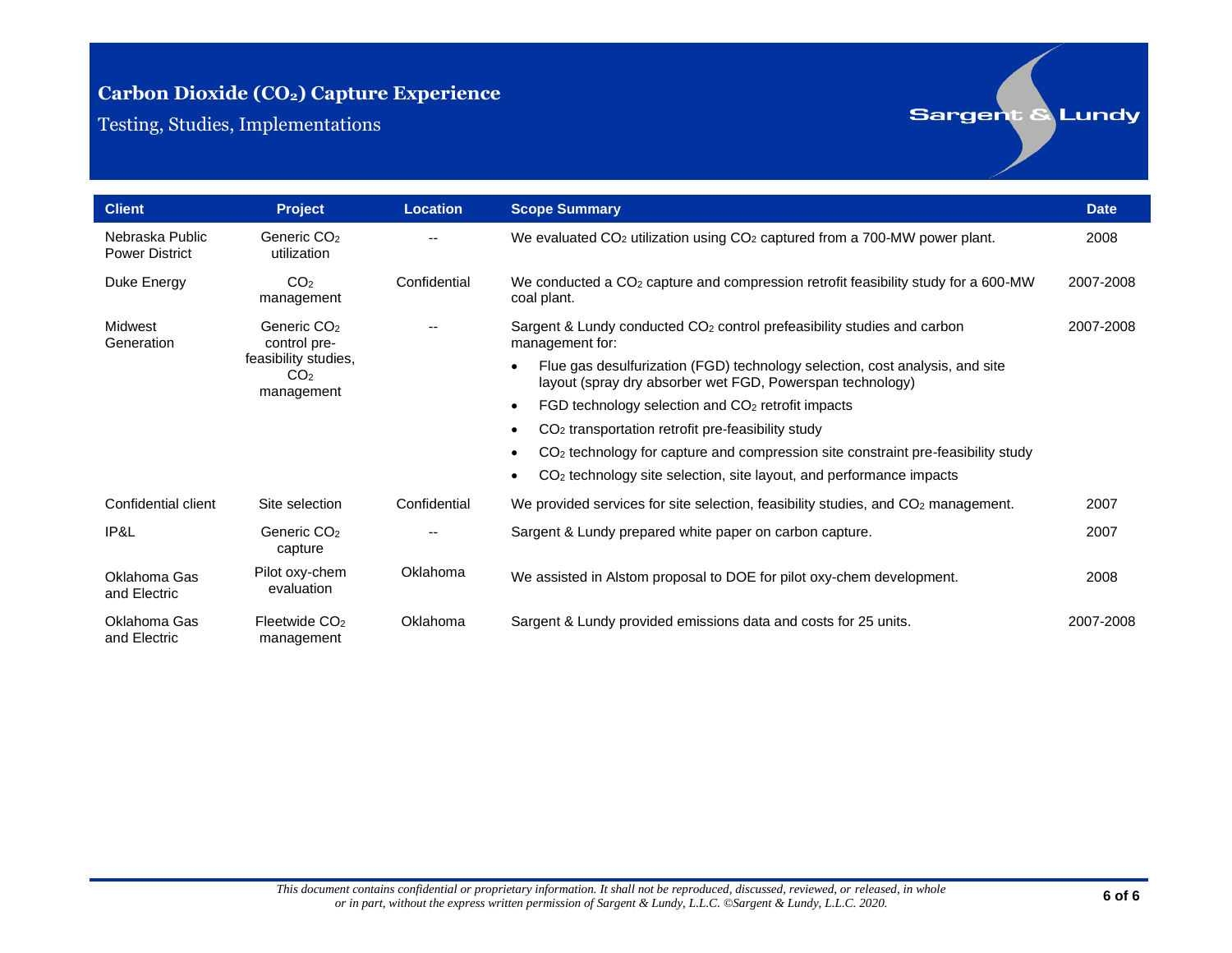# Carbon Dioxide ($CO_2$) Capture Experience

## Testing, Studies, Implementations

| Client | Project | Location | Scope Summary | Date |
|---|---|---|---|---|
| Nebraska Public Power District | Generic $CO_2$ utilization | -- | We evaluated $CO_2$ utilization using $CO_2$ captured from a 700-MW power plant. | 2008 |
| Duke Energy | $CO_2$ management | Confidential | We conducted a $CO_2$ capture and compression retrofit feasibility study for a 600-MW coal plant. | 2007-2008 |
| Midwest Generation | Generic $CO_2$ control pre-feasibility studies, $CO_2$ management | -- | Sargent & Lundy conducted $CO_2$ control prefeasibility studies and carbon management for:<br>• Flue gas desulfurization (FGD) technology selection, cost analysis, and site layout (spray dry absorber wet FGD, Powerspan technology)<br>• FGD technology selection and $CO_2$ retrofit impacts<br>• $CO_2$ transportation retrofit pre-feasibility study<br>• $CO_2$ technology for capture and compression site constraint pre-feasibility study<br>• $CO_2$ technology site selection, site layout, and performance impacts | 2007-2008 |
| Confidential client | Site selection | Confidential | We provided services for site selection, feasibility studies, and $CO_2$ management. | 2007 |
| IP&L | Generic $CO_2$ capture | -- | Sargent & Lundy prepared white paper on carbon capture. | 2007 |
| Oklahoma Gas and Electric | Pilot oxy-chem evaluation | Oklahoma | We assisted in Alstom proposal to DOE for pilot oxy-chem development. | 2008 |
| Oklahoma Gas and Electric | Fleetwide $CO_2$ management | Oklahoma | Sargent & Lundy provided emissions data and costs for 25 units. | 2007-2008 |

*This document contains confidential or proprietary information. It shall not be reproduced, discussed, reviewed, or released, in whole or in part, without the express written permission of Sargent & Lundy, L.L.C. ©Sargent & Lundy, L.L.C. 2020.*